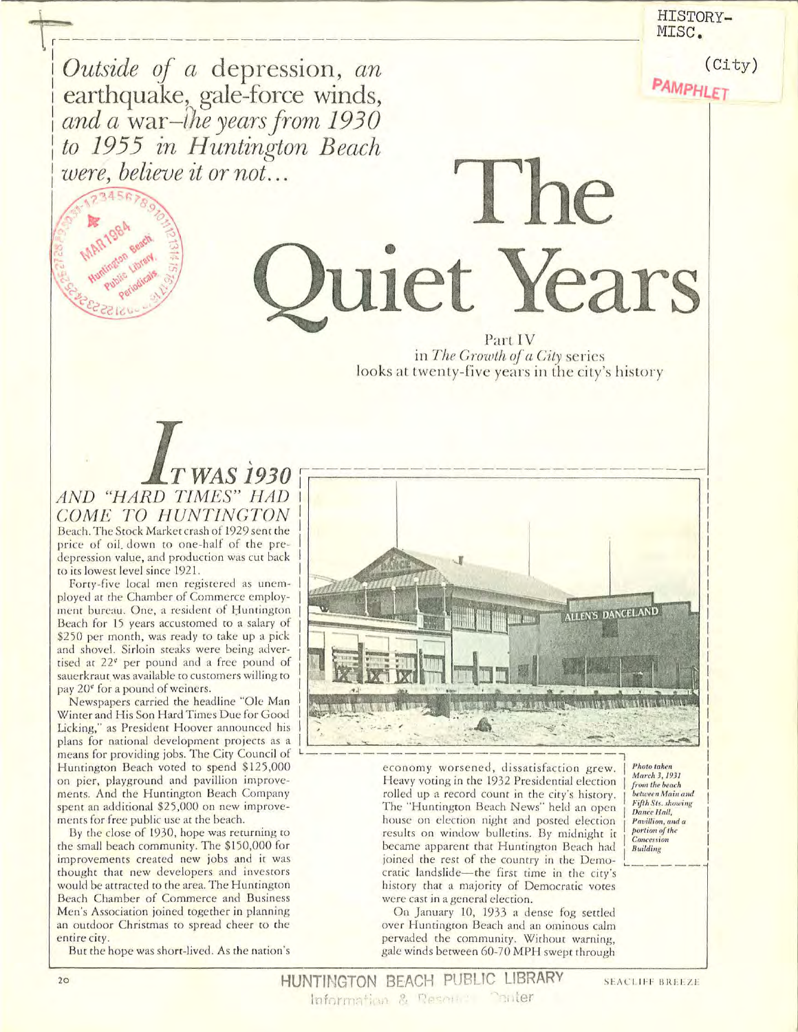HISTORY-MISC.

(City)

PAMPHLET

*Outside of a* depression, *an* earthquake, gale-force winds, *and a* war–*the years from 1930 to 1955 in Huntington Beach were, believe it or not...*

# The Quiet Years

Part IV
in *The Growth of a City* series
looks at twenty-five years in the city's history

*IT WAS 1930 AND "HARD TIMES" HAD COME TO HUNTINGTON* Beach. The Stock Market crash of 1929 sent the price of oil down to one-half of the pre-depression value, and production was cut back to its lowest level since 1921.

Forty-five local men registered as unemployed at the Chamber of Commerce employment bureau. One, a resident of Huntington Beach for 15 years accustomed to a salary of $250 per month, was ready to take up a pick and shovel. Sirloin steaks were being advertised at 22¢ per pound and a free pound of sauerkraut was available to customers willing to pay 20¢ for a pound of weiners.

Newspapers carried the headline "Ole Man Winter and His Son Hard Times Due for Good Licking," as President Hoover announced his plans for national development projects as a means for providing jobs. The City Council of Huntington Beach voted to spend $125,000 on pier, playground and pavillion improvements. And the Huntington Beach Company spent an additional $25,000 on new improvements for free public use at the beach.

By the close of 1930, hope was returning to the small beach community. The $150,000 for improvements created new jobs and it was thought that new developers and investors would be attracted to the area. The Huntington Beach Chamber of Commerce and Business Men's Association joined together in planning an outdoor Christmas to spread cheer to the entire city.

But the hope was short-lived. As the nation's economy worsened, dissatisfaction grew. Heavy voting in the 1932 Presidential election rolled up a record count in the city's history. The "Huntington Beach News" held an open house on election night and posted election results on window bulletins. By midnight it became apparent that Huntington Beach had joined the rest of the country in the Democratic landslide—the first time in the city's history that a majority of Democratic votes were cast in a general election.

On January 10, 1933 a dense fog settled over Huntington Beach and an ominous calm pervaded the community. Without warning, gale winds between 60-70 MPH swept through

*Photo taken March 3, 1931 from the beach between Main and Fifth Sts. showing Dance Hall, Pavillion, and a portion of the Concession Building*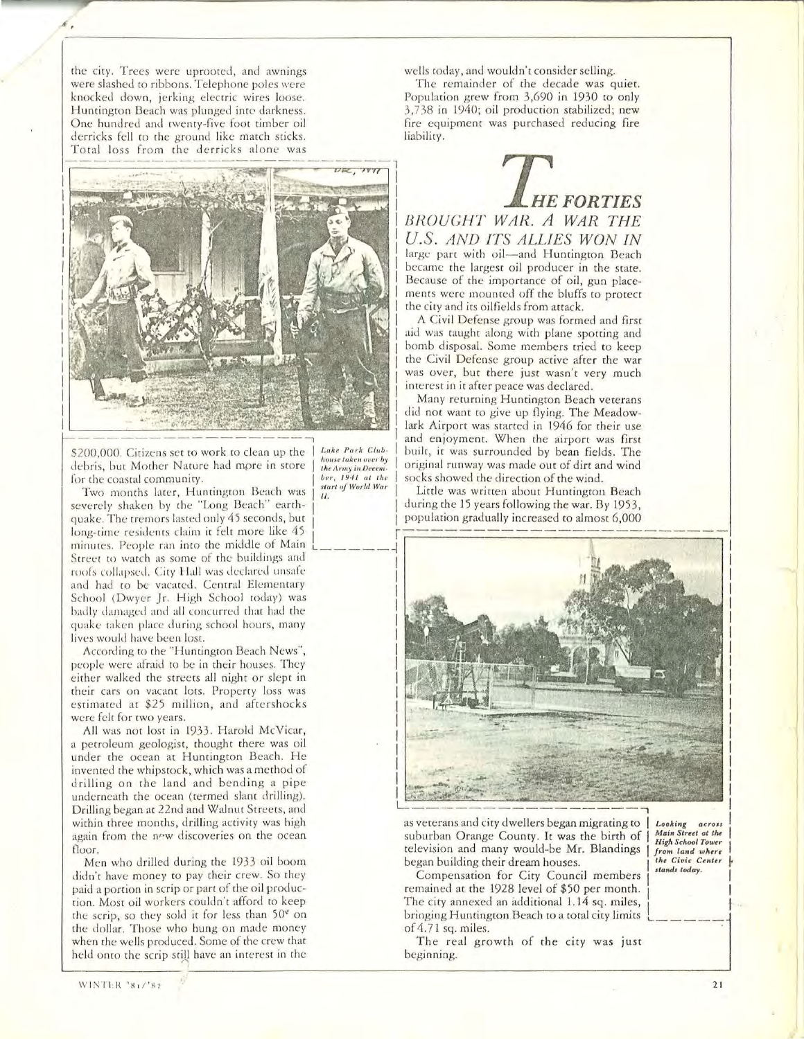the city. Trees were uprooted, and awnings were slashed to ribbons. Telephone poles were knocked down, jerking electric wires loose. Huntington Beach was plunged into darkness. One hundred and twenty-five foot timber oil derricks fell to the ground like match sticks. Total loss from the derricks alone was $200,000. Citizens set to work to clean up the debris, but Mother Nature had more in store for the coastal community.

*Lake Park Clubhouse taken over by the Army in December, 1941 at the start of World War II.*

Two months later, Huntington Beach was severely shaken by the "Long Beach" earthquake. The tremors lasted only 45 seconds, but long-time residents claim it felt more like 45 minutes. People ran into the middle of Main Street to watch as some of the buildings and roofs collapsed. City Hall was declared unsafe and had to be vacated. Central Elementary School (Dwyer Jr. High School today) was badly damaged and all concurred that had the quake taken place during school hours, many lives would have been lost.

According to the "Huntington Beach News", people were afraid to be in their houses. They either walked the streets all night or slept in their cars on vacant lots. Property loss was estimated at $25 million, and aftershocks were felt for two years.

All was not lost in 1933. Harold McVicar, a petroleum geologist, thought there was oil under the ocean at Huntington Beach. He invented the whipstock, which was a method of drilling on the land and bending a pipe underneath the ocean (termed slant drilling). Drilling began at 22nd and Walnut Streets, and within three months, drilling activity was high again from the new discoveries on the ocean floor.

Men who drilled during the 1933 oil boom didn't have money to pay their crew. So they paid a portion in scrip or part of the oil production. Most oil workers couldn't afford to keep the scrip, so they sold it for less than 50¢ on the dollar. Those who hung on made money when the wells produced. Some of the crew that held onto the scrip still have an interest in the wells today, and wouldn't consider selling.

The remainder of the decade was quiet. Population grew from 3,690 in 1930 to only 3,738 in 1940; oil production stabilized; new fire equipment was purchased reducing fire liability.

## *THE FORTIES BROUGHT WAR. A WAR THE U.S. AND ITS ALLIES WON IN*

large part with oil—and Huntington Beach became the largest oil producer in the state. Because of the importance of oil, gun placements were mounted off the bluffs to protect the city and its oilfields from attack.

A Civil Defense group was formed and first aid was taught along with plane spotting and bomb disposal. Some members tried to keep the Civil Defense group active after the war was over, but there just wasn't very much interest in it after peace was declared.

Many returning Huntington Beach veterans did not want to give up flying. The Meadowlark Airport was started in 1946 for their use and enjoyment. When the airport was first built, it was surrounded by bean fields. The original runway was made out of dirt and wind socks showed the direction of the wind.

Little was written about Huntington Beach during the 15 years following the war. By 1953, population gradually increased to almost 6,000 as veterans and city dwellers began migrating to suburban Orange County. It was the birth of television and many would-be Mr. Blandings began building their dream houses.

*Looking across Main Street at the High School Tower from land where the Civic Center stands today.*

Compensation for City Council members remained at the 1928 level of $50 per month. The city annexed an additional 1.14 sq. miles, bringing Huntington Beach to a total city limits of 4.71 sq. miles.

The real growth of the city was just beginning.